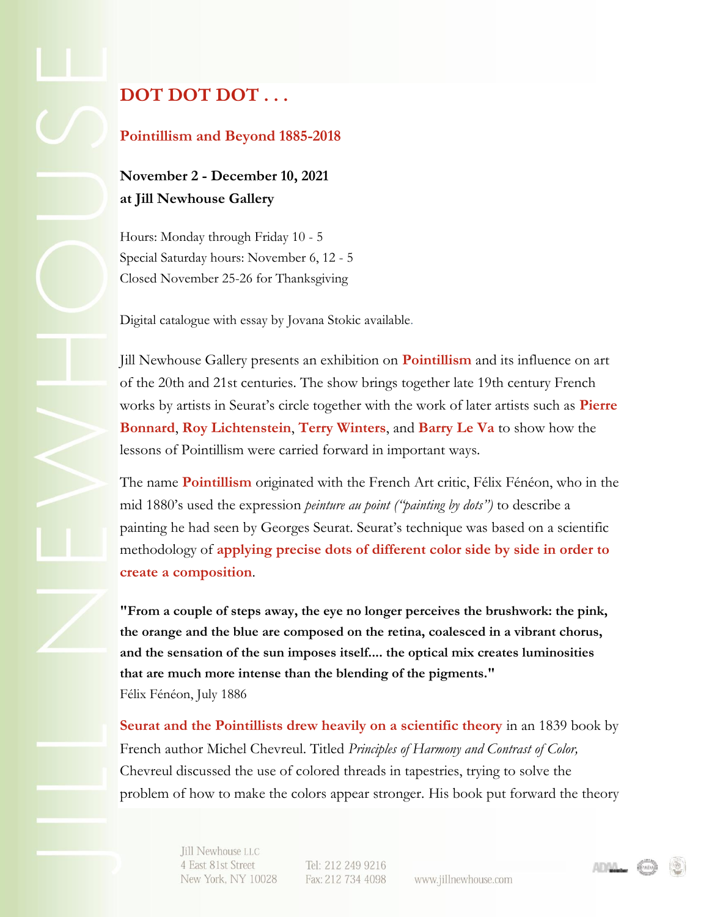# DOT DOT DOT . . .

## Pointillism and Beyond 1885-2018

**November 2 - December 10, 2021**
**at Jill Newhouse Gallery**

Hours: Monday through Friday 10 - 5
Special Saturday hours: November 6, 12 - 5
Closed November 25-26 for Thanksgiving

Digital catalogue with essay by Jovana Stokic available.

Jill Newhouse Gallery presents an exhibition on **Pointillism** and its influence on art of the 20th and 21st centuries. The show brings together late 19th century French works by artists in Seurat's circle together with the work of later artists such as **Pierre Bonnard**, **Roy Lichtenstein**, **Terry Winters**, and **Barry Le Va** to show how the lessons of Pointillism were carried forward in important ways.

The name **Pointillism** originated with the French Art critic, Félix Fénéon, who in the mid 1880's used the expression *peinture au point ("painting by dots")* to describe a painting he had seen by Georges Seurat. Seurat's technique was based on a scientific methodology of **applying precise dots of different color side by side in order to create a composition**.

**"From a couple of steps away, the eye no longer perceives the brushwork: the pink, the orange and the blue are composed on the retina, coalesced in a vibrant chorus, and the sensation of the sun imposes itself.... the optical mix creates luminosities that are much more intense than the blending of the pigments."**
Félix Fénéon, July 1886

**Seurat and the Pointillists drew heavily on a scientific theory** in an 1839 book by French author Michel Chevreul. Titled *Principles of Harmony and Contrast of Color,* Chevreul discussed the use of colored threads in tapestries, trying to solve the problem of how to make the colors appear stronger. His book put forward the theory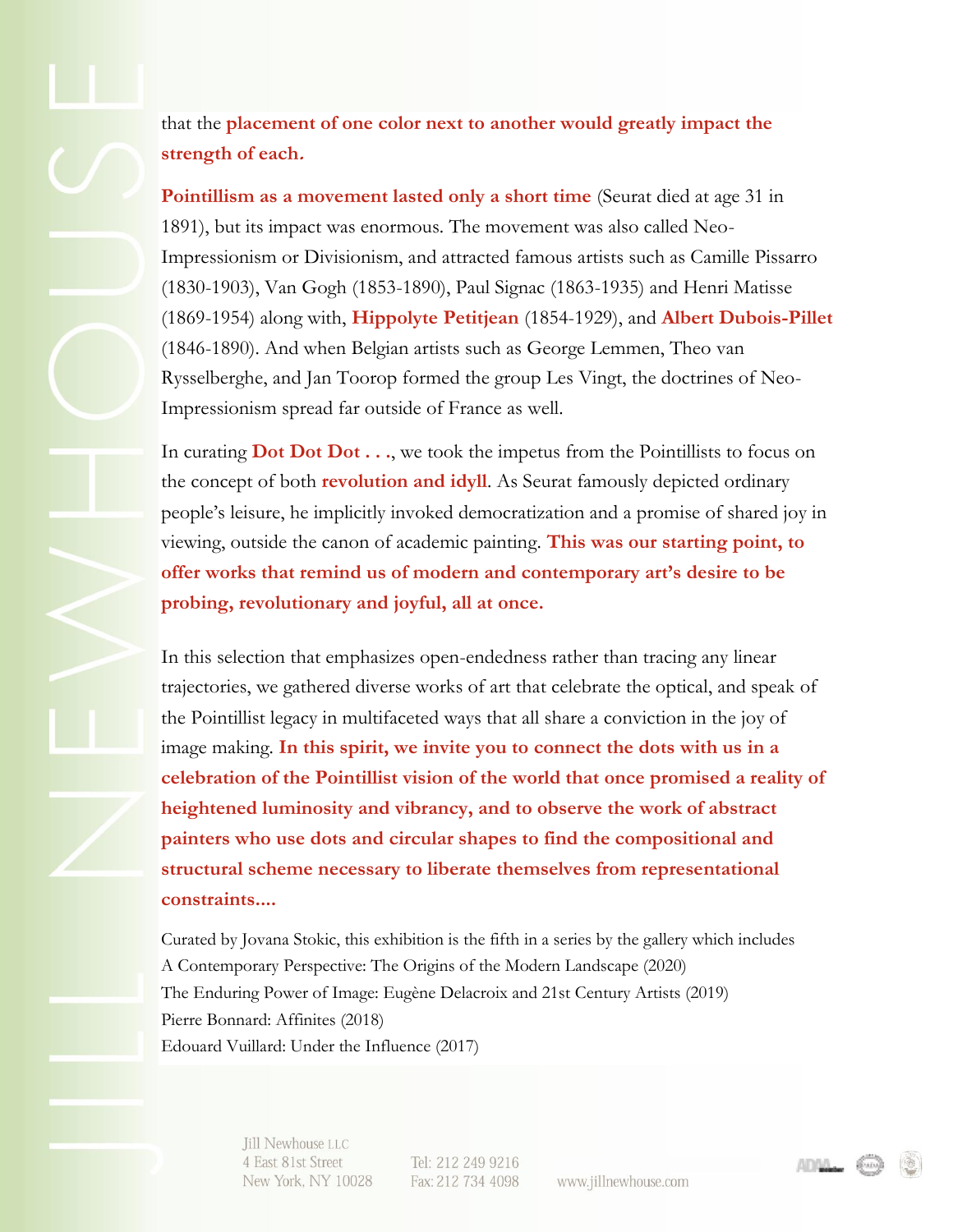that the **placement of one color next to another would greatly impact the strength of each.**

**Pointillism as a movement lasted only a short time** (Seurat died at age 31 in 1891), but its impact was enormous. The movement was also called Neo-Impressionism or Divisionism, and attracted famous artists such as Camille Pissarro (1830-1903), Van Gogh (1853-1890), Paul Signac (1863-1935) and Henri Matisse (1869-1954) along with, **Hippolyte Petitjean** (1854-1929), and **Albert Dubois-Pillet** (1846-1890). And when Belgian artists such as George Lemmen, Theo van Rysselberghe, and Jan Toorop formed the group Les Vingt, the doctrines of Neo-Impressionism spread far outside of France as well.

In curating **Dot Dot Dot . . .**, we took the impetus from the Pointillists to focus on the concept of both **revolution and idyll**. As Seurat famously depicted ordinary people's leisure, he implicitly invoked democratization and a promise of shared joy in viewing, outside the canon of academic painting. **This was our starting point, to offer works that remind us of modern and contemporary art's desire to be probing, revolutionary and joyful, all at once.**

In this selection that emphasizes open-endedness rather than tracing any linear trajectories, we gathered diverse works of art that celebrate the optical, and speak of the Pointillist legacy in multifaceted ways that all share a conviction in the joy of image making. **In this spirit, we invite you to connect the dots with us in a celebration of the Pointillist vision of the world that once promised a reality of heightened luminosity and vibrancy, and to observe the work of abstract painters who use dots and circular shapes to find the compositional and structural scheme necessary to liberate themselves from representational constraints....**

Curated by Jovana Stokic, this exhibition is the fifth in a series by the gallery which includes
A Contemporary Perspective: The Origins of the Modern Landscape (2020)
The Enduring Power of Image: Eugène Delacroix and 21st Century Artists (2019)
Pierre Bonnard: Affinites (2018)
Edouard Vuillard: Under the Influence (2017)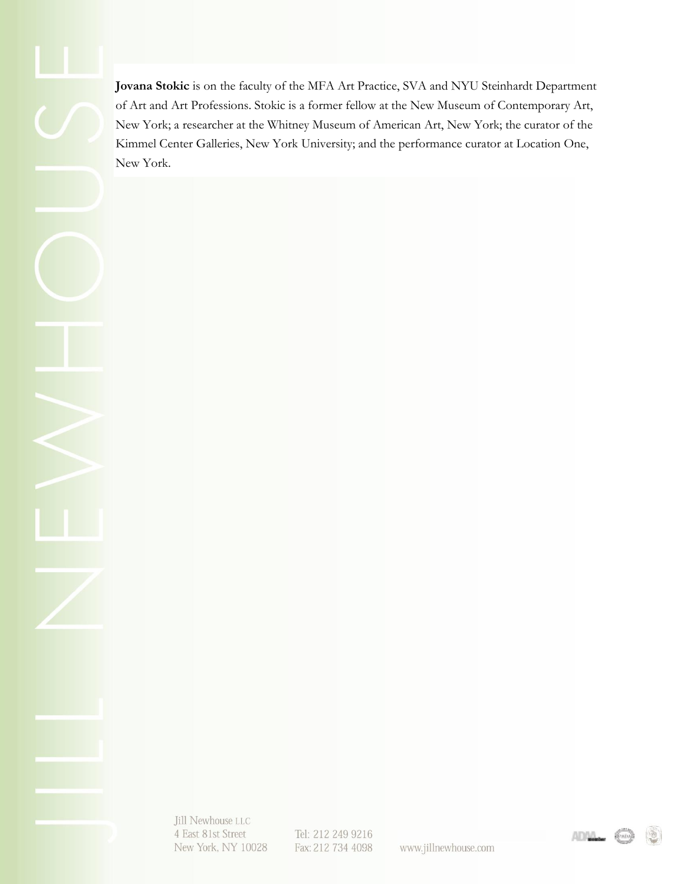**Jovana Stokic** is on the faculty of the MFA Art Practice, SVA and NYU Steinhardt Department of Art and Art Professions. Stokic is a former fellow at the New Museum of Contemporary Art, New York; a researcher at the Whitney Museum of American Art, New York; the curator of the Kimmel Center Galleries, New York University; and the performance curator at Location One, New York.